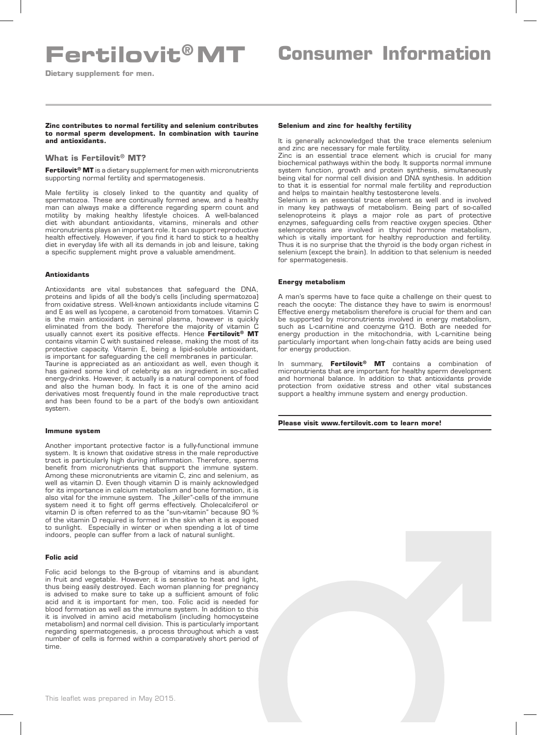# Fertilovit® MT

# Consumer Information

**Dietary supplement for men.**

**Zinc contributes to normal fertility and selenium contributes to normal sperm development. In combination with taurine and antioxidants.**

## What is Fertilovit® MT?

**Fertilovit® MT** is a dietary supplement for men with micronutrients supporting normal fertility and spermatogenesis.

Male fertility is closely linked to the quantity and quality of spermatozoa. These are continually formed anew, and a healthy man can always make a difference regarding sperm count and motility by making healthy lifestyle choices. A well-balanced diet with abundant antioxidants, vitamins, minerals and other micronutrients plays an important role. It can support reproductive health effectively. However, if you find it hard to stick to a healthy diet in everyday life with all its demands in job and leisure, taking a specific supplement might prove a valuable amendment.

### Antioxidants

Antioxidants are vital substances that safeguard the DNA, proteins and lipids of all the body's cells (including spermatozoa) from oxidative stress. Well-known antioxidants include vitamins C and E as well as lycopene, a carotenoid from tomatoes. Vitamin C is the main antioxidant in seminal plasma, however is quickly eliminated from the body. Therefore the majority of vitamin C usually cannot exert its positive effects. Hence **Fertilovit® MT** contains vitamin C with sustained release, making the most of its protective capacity. Vitamin E, being a lipid-soluble antioxidant, is important for safeguarding the cell membranes in particular.
Taurine is appreciated as an antioxidant as well, even though it has gained some kind of celebrity as an ingredient in so-called energy-drinks. However, it actually is a natural component of food and also the human body. In fact it is one of the amino acid derivatives most frequently found in the male reproductive tract and has been found to be a part of the body's own antioxidant system.

### Immune system

Another important protective factor is a fully-functional immune system. It is known that oxidative stress in the male reproductive tract is particularly high during inflammation. Therefore, sperms benefit from micronutrients that support the immune system. Among these micronutrients are vitamin C, zinc and selenium, as well as vitamin D. Even though vitamin D is mainly acknowledged for its importance in calcium metabolism and bone formation, it is also vital for the immune system. The „killer"-cells of the immune system need it to fight off germs effectively. Cholecalciferol or vitamin D is often referred to as the "sun-vitamin" because 90 % of the vitamin D required is formed in the skin when it is exposed to sunlight. Especially in winter or when spending a lot of time indoors, people can suffer from a lack of natural sunlight.

### Folic acid

Folic acid belongs to the B-group of vitamins and is abundant in fruit and vegetable. However, it is sensitive to heat and light, thus being easily destroyed. Each woman planning for pregnancy is advised to make sure to take up a sufficient amount of folic acid and it is important for men, too. Folic acid is needed for blood formation as well as the immune system. In addition to this it is involved in amino acid metabolism (including homocysteine metabolism) and normal cell division. This is particularly important regarding spermatogenesis, a process throughout which a vast number of cells is formed within a comparatively short period of time.

### Selenium and zinc for healthy fertility

It is generally acknowledged that the trace elements selenium and zinc are necessary for male fertility.
Zinc is an essential trace element which is crucial for many biochemical pathways within the body. It supports normal immune system function, growth and protein synthesis, simultaneously being vital for normal cell division and DNA synthesis. In addition to that it is essential for normal male fertility and reproduction and helps to maintain healthy testosterone levels.
Selenium is an essential trace element as well and is involved in many key pathways of metabolism. Being part of so-called selenoproteins it plays a major role as part of protective enzymes, safeguarding cells from reactive oxygen species. Other selenoproteins are involved in thyroid hormone metabolism, which is vitally important for healthy reproduction and fertility. Thus it is no surprise that the thyroid is the body organ richest in selenium (except the brain). In addition to that selenium is needed for spermatogenesis.

### Energy metabolism

A man's sperms have to face quite a challenge on their quest to reach the oocyte: The distance they have to swim is enormous! Effective energy metabolism therefore is crucial for them and can be supported by micronutrients involved in energy metabolism, such as L-carnitine and coenzyme Q10. Both are needed for energy production in the mitochondria, with L-carnitine being particularly important when long-chain fatty acids are being used for energy production.

In summary, **Fertilovit® MT** contains a combination of micronutrients that are important for healthy sperm development and hormonal balance. In addition to that antioxidants provide protection from oxidative stress and other vital substances support a healthy immune system and energy production.

**Please visit www.fertilovit.com to learn more!**

This leaflet was prepared in May 2015.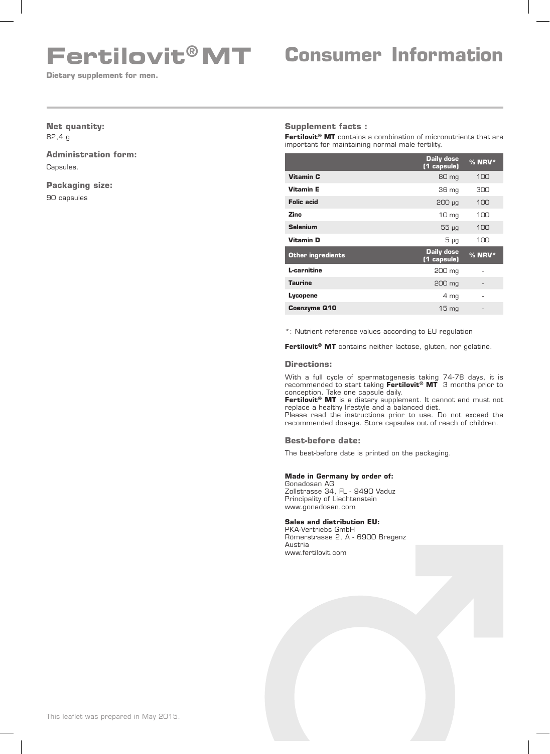# Fertilovit® MT

**Dietary supplement for men.**

# Consumer Information

**Net quantity:**
82,4 g

**Administration form:**

Capsules.

**Packaging size:**

90 capsules

**Supplement facts :**

**Fertilovit® MT** contains a combination of micronutrients that are important for maintaining normal male fertility.

| | Daily dose (1 capsule) | % NRV* |
|---|---|---|
| **Vitamin C** | 80 mg | 100 |
| **Vitamin E** | 36 mg | 300 |
| **Folic acid** | 200 μg | 100 |
| **Zinc** | 10 mg | 100 |
| **Selenium** | 55 μg | 100 |
| **Vitamin D** | 5 μg | 100 |
| **Other ingredients** | **Daily dose (1 capsule)** | **% NRV*** |
| **L-carnitine** | 200 mg | - |
| **Taurine** | 200 mg | - |
| **Lycopene** | 4 mg | - |
| **Coenzyme Q10** | 15 mg | - |

*: Nutrient reference values according to EU regulation

**Fertilovit® MT** contains neither lactose, gluten, nor gelatine.

**Directions:**

With a full cycle of spermatogenesis taking 74-78 days, it is recommended to start taking **Fertilovit® MT** 3 months prior to conception. Take one capsule daily.
**Fertilovit® MT** is a dietary supplement. It cannot and must not replace a healthy lifestyle and a balanced diet.
Please read the instructions prior to use. Do not exceed the recommended dosage. Store capsules out of reach of children.

**Best-before date:**

The best-before date is printed on the packaging.

**Made in Germany by order of:**
Gonadosan AG
Zollstrasse 34, FL - 9490 Vaduz
Principality of Liechtenstein
www.gonadosan.com

**Sales and distribution EU:**
PKA-Vertriebs GmbH
Römerstrasse 2, A - 6900 Bregenz
Austria
www.fertilovit.com

This leaflet was prepared in May 2015.